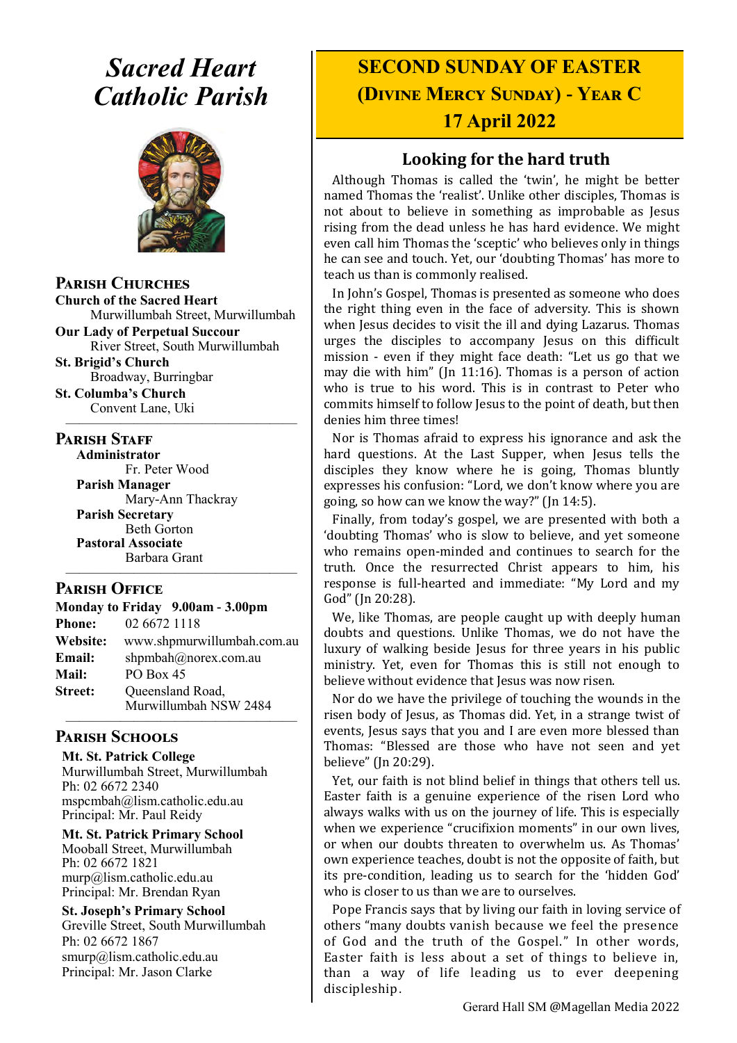# *Sacred Heart Catholic Parish*

## Parish Churches

**Church of the Sacred Heart**
Murwillumbah Street, Murwillumbah

**Our Lady of Perpetual Succour**
River Street, South Murwillumbah

**St. Brigid's Church**
Broadway, Burringbar

**St. Columba's Church**
Convent Lane, Uki

## Parish Staff

**Administrator**
Fr. Peter Wood

**Parish Manager**
Mary-Ann Thackray

**Parish Secretary**
Beth Gorton

**Pastoral Associate**
Barbara Grant

## Parish Office

**Monday to Friday 9.00am - 3.00pm**

**Phone:** 02 6672 1118
**Website:** www.shpmurwillumbah.com.au
**Email:** shpmbah@norex.com.au
**Mail:** PO Box 45
**Street:** Queensland Road, Murwillumbah NSW 2484

## Parish Schools

**Mt. St. Patrick College**
Murwillumbah Street, Murwillumbah
Ph: 02 6672 2340
mspcmbah@lism.catholic.edu.au
Principal: Mr. Paul Reidy

**Mt. St. Patrick Primary School**
Mooball Street, Murwillumbah
Ph: 02 6672 1821
murp@lism.catholic.edu.au
Principal: Mr. Brendan Ryan

**St. Joseph's Primary School**
Greville Street, South Murwillumbah
Ph: 02 6672 1867
smurp@lism.catholic.edu.au
Principal: Mr. Jason Clarke

# SECOND SUNDAY OF EASTER (DIVINE MERCY SUNDAY) - YEAR C
# 17 April 2022

## Looking for the hard truth

Although Thomas is called the 'twin', he might be better named Thomas the 'realist'. Unlike other disciples, Thomas is not about to believe in something as improbable as Jesus rising from the dead unless he has hard evidence. We might even call him Thomas the 'sceptic' who believes only in things he can see and touch. Yet, our 'doubting Thomas' has more to teach us than is commonly realised.

In John's Gospel, Thomas is presented as someone who does the right thing even in the face of adversity. This is shown when Jesus decides to visit the ill and dying Lazarus. Thomas urges the disciples to accompany Jesus on this difficult mission - even if they might face death: "Let us go that we may die with him" (Jn 11:16). Thomas is a person of action who is true to his word. This is in contrast to Peter who commits himself to follow Jesus to the point of death, but then denies him three times!

Nor is Thomas afraid to express his ignorance and ask the hard questions. At the Last Supper, when Jesus tells the disciples they know where he is going, Thomas bluntly expresses his confusion: "Lord, we don't know where you are going, so how can we know the way?" (Jn 14:5).

Finally, from today's gospel, we are presented with both a 'doubting Thomas' who is slow to believe, and yet someone who remains open-minded and continues to search for the truth. Once the resurrected Christ appears to him, his response is full-hearted and immediate: "My Lord and my God" (Jn 20:28).

We, like Thomas, are people caught up with deeply human doubts and questions. Unlike Thomas, we do not have the luxury of walking beside Jesus for three years in his public ministry. Yet, even for Thomas this is still not enough to believe without evidence that Jesus was now risen.

Nor do we have the privilege of touching the wounds in the risen body of Jesus, as Thomas did. Yet, in a strange twist of events, Jesus says that you and I are even more blessed than Thomas: "Blessed are those who have not seen and yet believe" (Jn 20:29).

Yet, our faith is not blind belief in things that others tell us. Easter faith is a genuine experience of the risen Lord who always walks with us on the journey of life. This is especially when we experience "crucifixion moments" in our own lives, or when our doubts threaten to overwhelm us. As Thomas' own experience teaches, doubt is not the opposite of faith, but its pre-condition, leading us to search for the 'hidden God' who is closer to us than we are to ourselves.

Pope Francis says that by living our faith in loving service of others "many doubts vanish because we feel the presence of God and the truth of the Gospel." In other words, Easter faith is less about a set of things to believe in, than a way of life leading us to ever deepening discipleship.

Gerard Hall SM @Magellan Media 2022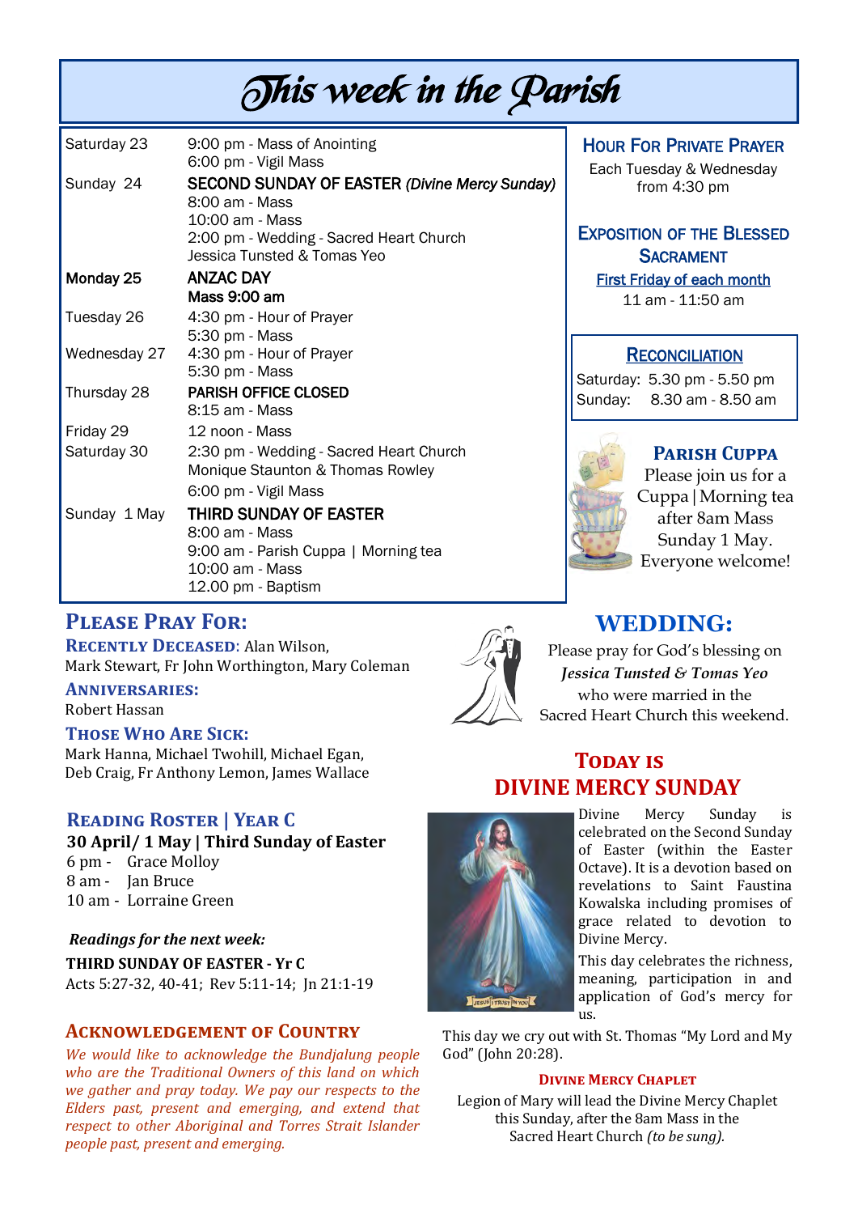# This week in the Parish

| | |
|---|---|
| Saturday 23 | 9:00 pm - Mass of Anointing<br>6:00 pm - Vigil Mass |
| Sunday 24 | **SECOND SUNDAY OF EASTER *(Divine Mercy Sunday)***<br>8:00 am - Mass<br>10:00 am - Mass<br>2:00 pm - Wedding - Sacred Heart Church<br>Jessica Tunsted & Tomas Yeo |
| **Monday 25** | **ANZAC DAY**<br>**Mass 9:00 am** |
| Tuesday 26 | 4:30 pm - Hour of Prayer<br>5:30 pm - Mass |
| Wednesday 27 | 4:30 pm - Hour of Prayer<br>5:30 pm - Mass |
| Thursday 28 | **PARISH OFFICE CLOSED**<br>8:15 am - Mass |
| Friday 29 | 12 noon - Mass |
| Saturday 30 | 2:30 pm - Wedding - Sacred Heart Church<br>Monique Staunton & Thomas Rowley<br>6:00 pm - Vigil Mass |
| Sunday 1 May | **THIRD SUNDAY OF EASTER**<br>8:00 am - Mass<br>9:00 am - Parish Cuppa \| Morning tea<br>10:00 am - Mass<br>12.00 pm - Baptism |

## Hour For Private Prayer

Each Tuesday & Wednesday from 4:30 pm

## Exposition of the Blessed Sacrament

First Friday of each month

11 am - 11:50 am

## Reconciliation

Saturday: 5.30 pm - 5.50 pm
Sunday: 8.30 am - 8.50 am

## Parish Cuppa

Please join us for a Cuppa | Morning tea after 8am Mass Sunday 1 May. Everyone welcome!

## Please Pray For:

**Recently Deceased**: Alan Wilson, Mark Stewart, Fr John Worthington, Mary Coleman

**Anniversaries:**
Robert Hassan

**Those Who Are Sick:**
Mark Hanna, Michael Twohill, Michael Egan, Deb Craig, Fr Anthony Lemon, James Wallace

## Wedding:

Please pray for God's blessing on *Jessica Tunsted & Tomas Yeo* who were married in the Sacred Heart Church this weekend.

## Reading Roster | Year C

**30 April/ 1 May | Third Sunday of Easter**
6 pm - Grace Molloy
8 am - Jan Bruce
10 am - Lorraine Green

***Readings for the next week:***

**THIRD SUNDAY OF EASTER - Yr C**
Acts 5:27-32, 40-41; Rev 5:11-14; Jn 21:1-19

## Today is Divine Mercy Sunday

Divine Mercy Sunday is celebrated on the Second Sunday of Easter (within the Easter Octave). It is a devotion based on revelations to Saint Faustina Kowalska including promises of grace related to devotion to Divine Mercy.

This day celebrates the richness, meaning, participation in and application of God's mercy for us.

This day we cry out with St. Thomas "My Lord and My God" (John 20:28).

### Divine Mercy Chaplet

Legion of Mary will lead the Divine Mercy Chaplet this Sunday, after the 8am Mass in the Sacred Heart Church *(to be sung).*

## Acknowledgement of Country

*We would like to acknowledge the Bundjalung people who are the Traditional Owners of this land on which we gather and pray today. We pay our respects to the Elders past, present and emerging, and extend that respect to other Aboriginal and Torres Strait Islander people past, present and emerging.*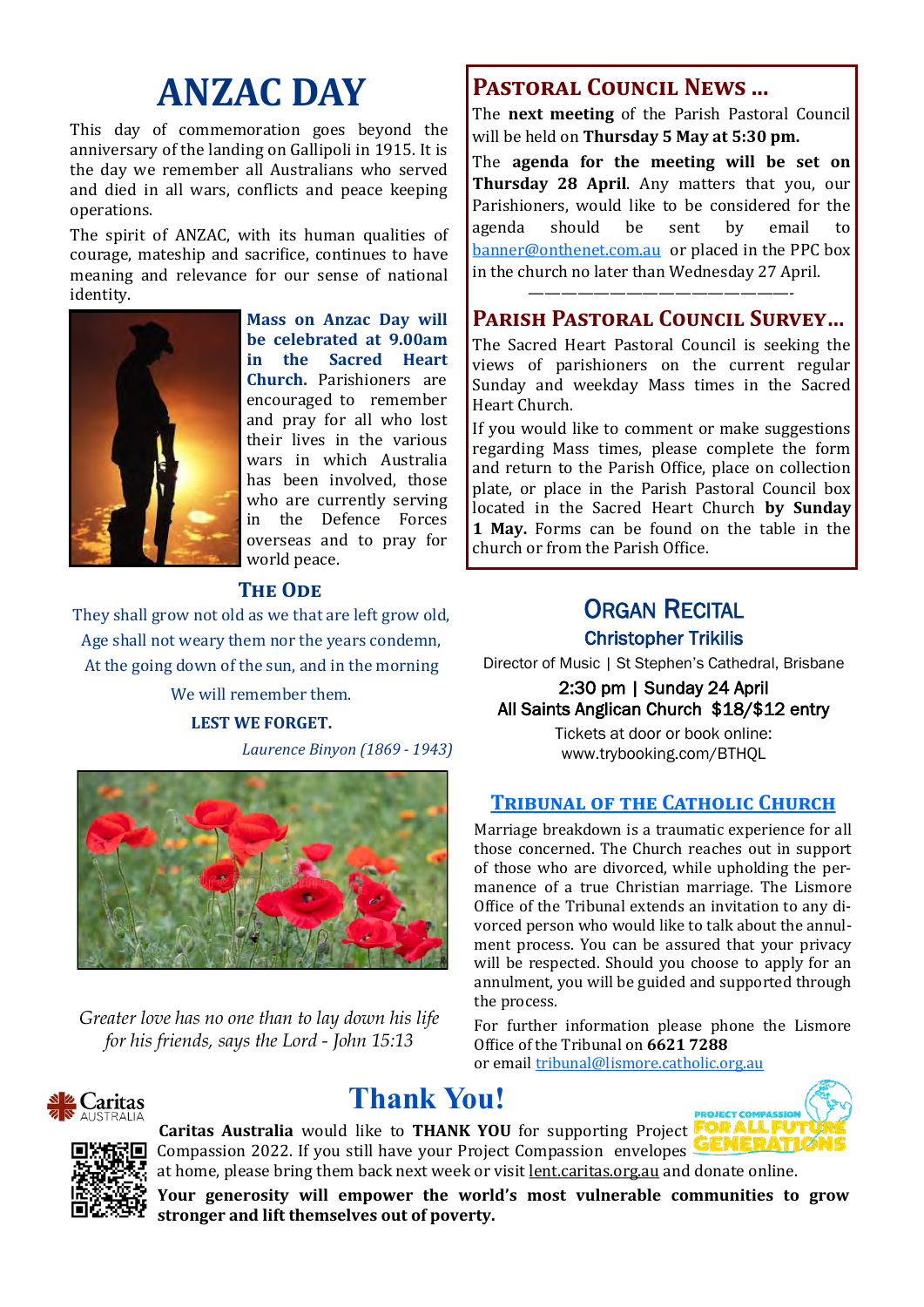# ANZAC DAY

This day of commemoration goes beyond the anniversary of the landing on Gallipoli in 1915. It is the day we remember all Australians who served and died in all wars, conflicts and peace keeping operations.

The spirit of ANZAC, with its human qualities of courage, mateship and sacrifice, continues to have meaning and relevance for our sense of national identity.

**Mass on Anzac Day will be celebrated at 9.00am in the Sacred Heart Church.** Parishioners are encouraged to remember and pray for all who lost their lives in the various wars in which Australia has been involved, those who are currently serving in the Defence Forces overseas and to pray for world peace.

### The Ode

They shall grow not old as we that are left grow old,
Age shall not weary them nor the years condemn,
At the going down of the sun, and in the morning

We will remember them.

**LEST WE FORGET.**

*Laurence Binyon (1869 - 1943)*

*Greater love has no one than to lay down his life for his friends, says the Lord - John 15:13*

## Pastoral Council News …

The **next meeting** of the Parish Pastoral Council will be held on **Thursday 5 May at 5:30 pm.**

The **agenda for the meeting will be set on Thursday 28 April**. Any matters that you, our Parishioners, would like to be considered for the agenda should be sent by email to banner@onthenet.com.au or placed in the PPC box in the church no later than Wednesday 27 April.

———————————————-

## Parish Pastoral Council Survey…

The Sacred Heart Pastoral Council is seeking the views of parishioners on the current regular Sunday and weekday Mass times in the Sacred Heart Church.

If you would like to comment or make suggestions regarding Mass times, please complete the form and return to the Parish Office, place on collection plate, or place in the Parish Pastoral Council box located in the Sacred Heart Church **by Sunday 1 May.** Forms can be found on the table in the church or from the Parish Office.

## Organ Recital

### Christopher Trikilis

Director of Music | St Stephen's Cathedral, Brisbane

2:30 pm | Sunday 24 April
All Saints Anglican Church $18/$12 entry

Tickets at door or book online:
www.trybooking.com/BTHQL

## Tribunal of the Catholic Church

Marriage breakdown is a traumatic experience for all those concerned. The Church reaches out in support of those who are divorced, while upholding the permanence of a true Christian marriage. The Lismore Office of the Tribunal extends an invitation to any divorced person who would like to talk about the annulment process. You can be assured that your privacy will be respected. Should you choose to apply for an annulment, you will be guided and supported through the process.

For further information please phone the Lismore Office of the Tribunal on **6621 7288**
or email tribunal@lismore.catholic.org.au

# Thank You!

**Caritas Australia** would like to **THANK YOU** for supporting Project Compassion 2022. If you still have your Project Compassion envelopes at home, please bring them back next week or visit lent.caritas.org.au and donate online.

**Your generosity will empower the world's most vulnerable communities to grow stronger and lift themselves out of poverty.**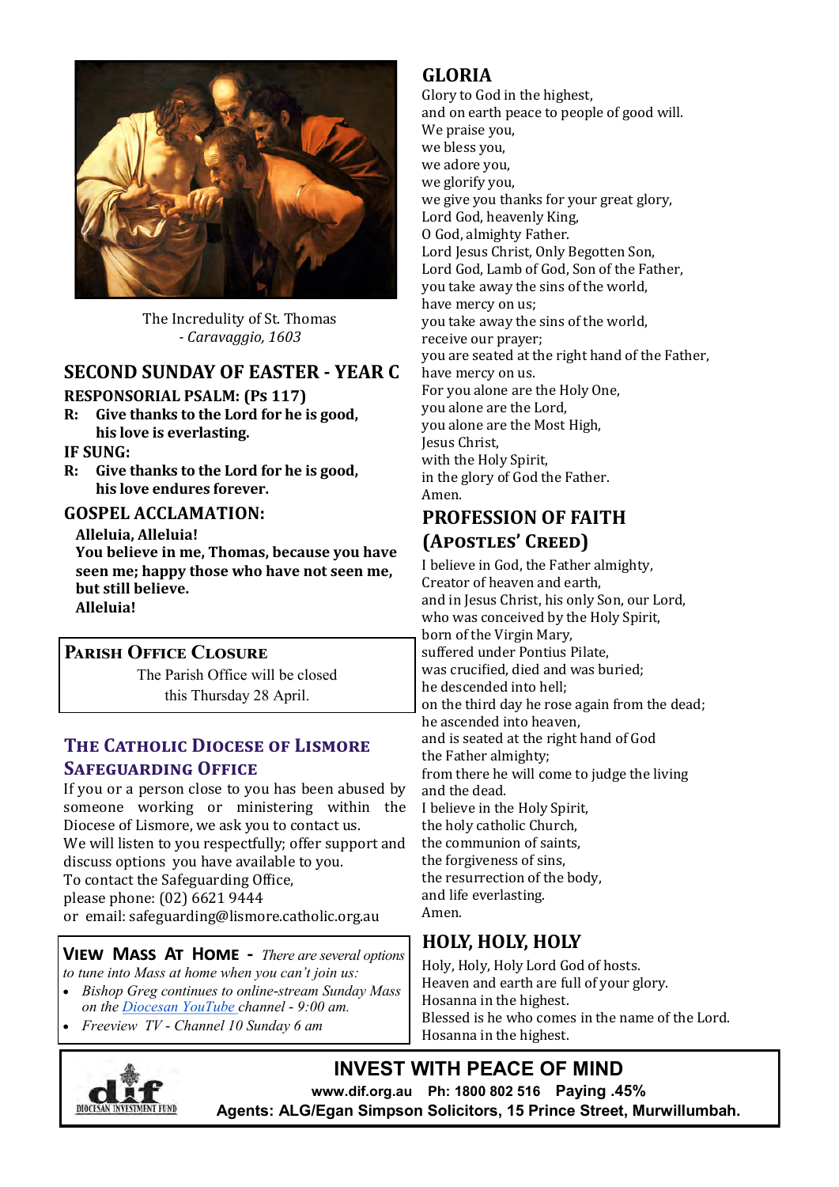The Incredulity of St. Thomas
*- Caravaggio, 1603*

## SECOND SUNDAY OF EASTER - YEAR C

**RESPONSORIAL PSALM: (Ps 117)**

**R: Give thanks to the Lord for he is good, his love is everlasting.**

**IF SUNG:**

**R: Give thanks to the Lord for he is good, his love endures forever.**

### GOSPEL ACCLAMATION:

**Alleluia, Alleluia!**
**You believe in me, Thomas, because you have seen me; happy those who have not seen me, but still believe.**
**Alleluia!**

### Parish Office Closure

The Parish Office will be closed
this Thursday 28 April.

### The Catholic Diocese of Lismore Safeguarding Office

If you or a person close to you has been abused by someone working or ministering within the Diocese of Lismore, we ask you to contact us.
We will listen to you respectfully; offer support and discuss options you have available to you.
To contact the Safeguarding Office,
please phone: (02) 6621 9444
or email: safeguarding@lismore.catholic.org.au

### View Mass At Home - *There are several options to tune into Mass at home when you can't join us:*

- *Bishop Greg continues to online-stream Sunday Mass on the Diocesan YouTube channel - 9:00 am.*
- *Freeview TV - Channel 10 Sunday 6 am*

## GLORIA

Glory to God in the highest,
and on earth peace to people of good will.
We praise you,
we bless you,
we adore you,
we glorify you,
we give you thanks for your great glory,
Lord God, heavenly King,
O God, almighty Father.
Lord Jesus Christ, Only Begotten Son,
Lord God, Lamb of God, Son of the Father,
you take away the sins of the world,
have mercy on us;
you take away the sins of the world,
receive our prayer;
you are seated at the right hand of the Father,
have mercy on us.
For you alone are the Holy One,
you alone are the Lord,
you alone are the Most High,
Jesus Christ,
with the Holy Spirit,
in the glory of God the Father.
Amen.

## PROFESSION OF FAITH (Apostles' Creed)

I believe in God, the Father almighty,
Creator of heaven and earth,
and in Jesus Christ, his only Son, our Lord,
who was conceived by the Holy Spirit,
born of the Virgin Mary,
suffered under Pontius Pilate,
was crucified, died and was buried;
he descended into hell;
on the third day he rose again from the dead;
he ascended into heaven,
and is seated at the right hand of God
the Father almighty;
from there he will come to judge the living
and the dead.
I believe in the Holy Spirit,
the holy catholic Church,
the communion of saints,
the forgiveness of sins,
the resurrection of the body,
and life everlasting.
Amen.

## HOLY, HOLY, HOLY

Holy, Holy, Holy Lord God of hosts.
Heaven and earth are full of your glory.
Hosanna in the highest.
Blessed is he who comes in the name of the Lord.
Hosanna in the highest.

DIOCESAN INVESTMENT FUND

**INVEST WITH PEACE OF MIND**

**www.dif.org.au Ph: 1800 802 516 Paying .45%**

**Agents: ALG/Egan Simpson Solicitors, 15 Prince Street, Murwillumbah.**